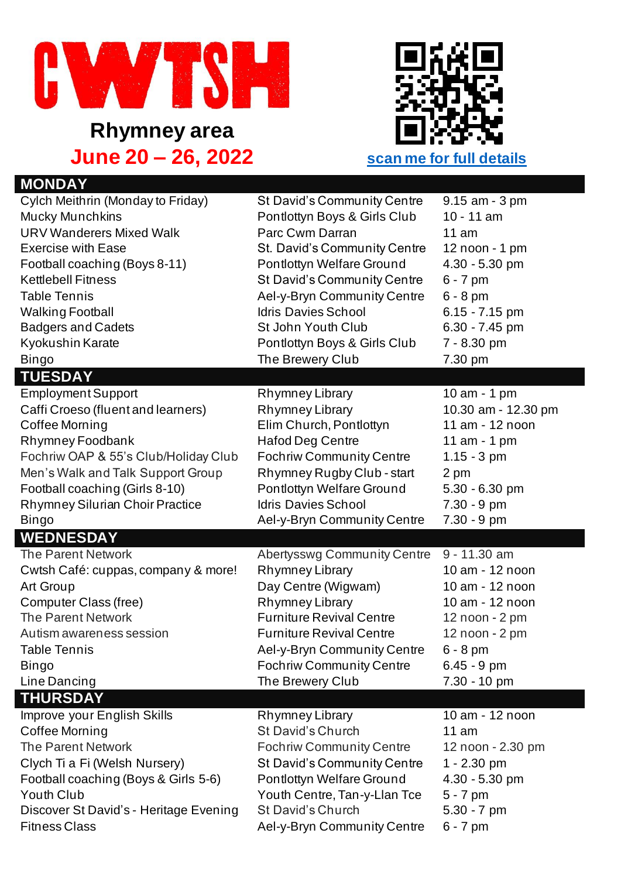# CWTSH

**Rhymney area**

**June 20 – 26, 2022**

scan me for full details

## MONDAY

| | | |
|---|---|---|
| Cylch Meithrin (Monday to Friday) | St David's Community Centre | 9.15 am - 3 pm |
| Mucky Munchkins | Pontlottyn Boys & Girls Club | 10 - 11 am |
| URV Wanderers Mixed Walk | Parc Cwm Darran | 11 am |
| Exercise with Ease | St. David's Community Centre | 12 noon - 1 pm |
| Football coaching (Boys 8-11) | Pontlottyn Welfare Ground | 4.30 - 5.30 pm |
| Kettlebell Fitness | St David's Community Centre | 6 - 7 pm |
| Table Tennis | Ael-y-Bryn Community Centre | 6 - 8 pm |
| Walking Football | Idris Davies School | 6.15 - 7.15 pm |
| Badgers and Cadets | St John Youth Club | 6.30 - 7.45 pm |
| Kyokushin Karate | Pontlottyn Boys & Girls Club | 7 - 8.30 pm |
| Bingo | The Brewery Club | 7.30 pm |

## TUESDAY

| | | |
|---|---|---|
| Employment Support | Rhymney Library | 10 am - 1 pm |
| Caffi Croeso (fluent and learners) | Rhymney Library | 10.30 am - 12.30 pm |
| Coffee Morning | Elim Church, Pontlottyn | 11 am - 12 noon |
| Rhymney Foodbank | Hafod Deg Centre | 11 am - 1 pm |
| Fochriw OAP & 55's Club/Holiday Club | Fochriw Community Centre | 1.15 - 3 pm |
| Men's Walk and Talk Support Group | Rhymney Rugby Club - start | 2 pm |
| Football coaching (Girls 8-10) | Pontlottyn Welfare Ground | 5.30 - 6.30 pm |
| Rhymney Silurian Choir Practice | Idris Davies School | 7.30 - 9 pm |
| Bingo | Ael-y-Bryn Community Centre | 7.30 - 9 pm |

## WEDNESDAY

| | | |
|---|---|---|
| The Parent Network | Abertysswg Community Centre | 9 - 11.30 am |
| Cwtsh Café: cuppas, company & more! | Rhymney Library | 10 am - 12 noon |
| Art Group | Day Centre (Wigwam) | 10 am - 12 noon |
| Computer Class (free) | Rhymney Library | 10 am - 12 noon |
| The Parent Network | Furniture Revival Centre | 12 noon - 2 pm |
| Autism awareness session | Furniture Revival Centre | 12 noon - 2 pm |
| Table Tennis | Ael-y-Bryn Community Centre | 6 - 8 pm |
| Bingo | Fochriw Community Centre | 6.45 - 9 pm |
| Line Dancing | The Brewery Club | 7.30 - 10 pm |

## THURSDAY

| | | |
|---|---|---|
| Improve your English Skills | Rhymney Library | 10 am - 12 noon |
| Coffee Morning | St David's Church | 11 am |
| The Parent Network | Fochriw Community Centre | 12 noon - 2.30 pm |
| Clych Ti a Fi (Welsh Nursery) | St David's Community Centre | 1 - 2.30 pm |
| Football coaching (Boys & Girls 5-6) | Pontlottyn Welfare Ground | 4.30 - 5.30 pm |
| Youth Club | Youth Centre, Tan-y-Llan Tce | 5 - 7 pm |
| Discover St David's - Heritage Evening | St David's Church | 5.30 - 7 pm |
| Fitness Class | Ael-y-Bryn Community Centre | 6 - 7 pm |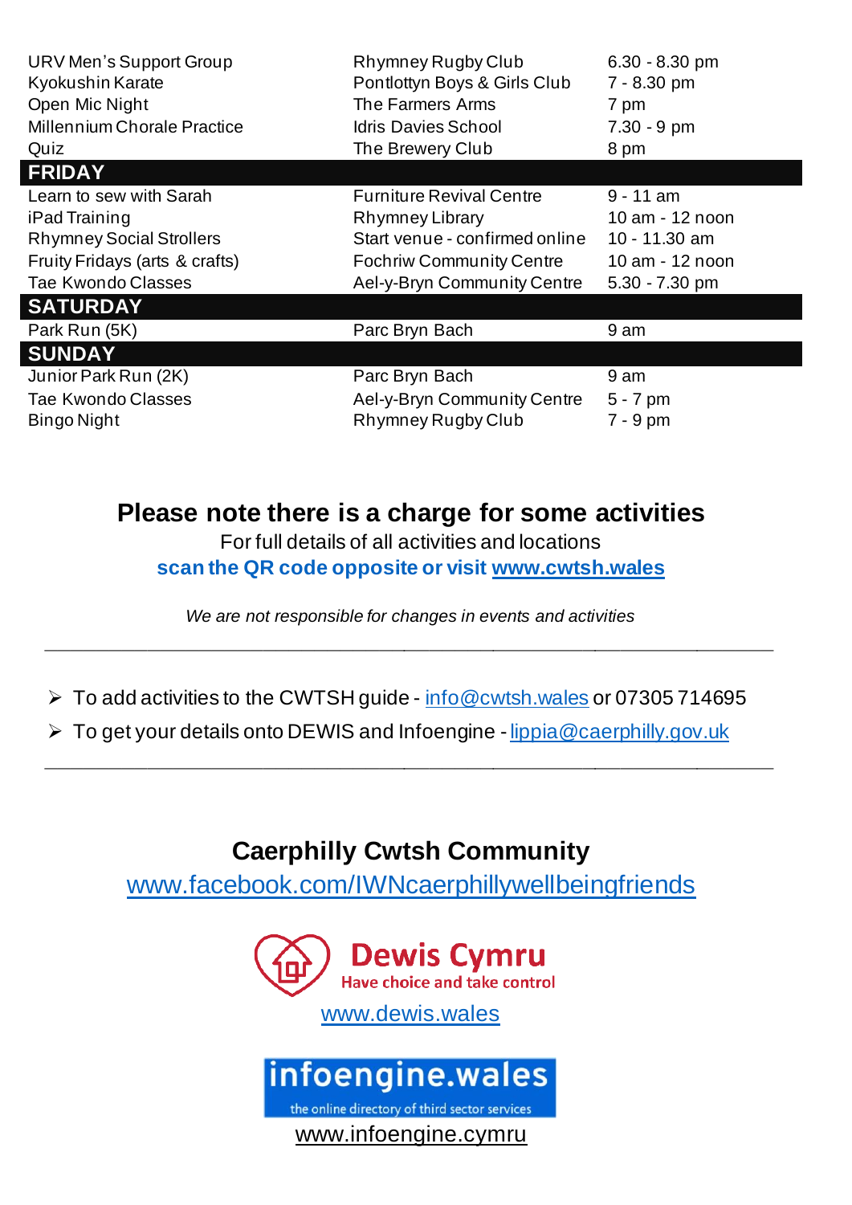| | | |
|---|---|---|
| URV Men's Support Group | Rhymney Rugby Club | 6.30 - 8.30 pm |
| Kyokushin Karate | Pontlottyn Boys & Girls Club | 7 - 8.30 pm |
| Open Mic Night | The Farmers Arms | 7 pm |
| Millennium Chorale Practice | Idris Davies School | 7.30 - 9 pm |
| Quiz | The Brewery Club | 8 pm |
| **FRIDAY** | | |
| Learn to sew with Sarah | Furniture Revival Centre | 9 - 11 am |
| iPad Training | Rhymney Library | 10 am - 12 noon |
| Rhymney Social Strollers | Start venue - confirmed online | 10 - 11.30 am |
| Fruity Fridays (arts & crafts) | Fochriw Community Centre | 10 am - 12 noon |
| Tae Kwondo Classes | Ael-y-Bryn Community Centre | 5.30 - 7.30 pm |
| **SATURDAY** | | |
| Park Run (5K) | Parc Bryn Bach | 9 am |
| **SUNDAY** | | |
| Junior Park Run (2K) | Parc Bryn Bach | 9 am |
| Tae Kwondo Classes | Ael-y-Bryn Community Centre | 5 - 7 pm |
| Bingo Night | Rhymney Rugby Club | 7 - 9 pm |

**Please note there is a charge for some activities**

For full details of all activities and locations

**scan the QR code opposite or visit www.cwtsh.wales**

*We are not responsible for changes in events and activities*

---

- To add activities to the CWTSH guide - info@cwtsh.wales or 07305 714695
- To get your details onto DEWIS and Infoengine - lippia@caerphilly.gov.uk

---

## Caerphilly Cwtsh Community

www.facebook.com/IWNcaerphillywellbeingfriends

**Dewis Cymru**
Have choice and take control

www.dewis.wales

**infoengine.wales**
the online directory of third sector services

www.infoengine.cymru